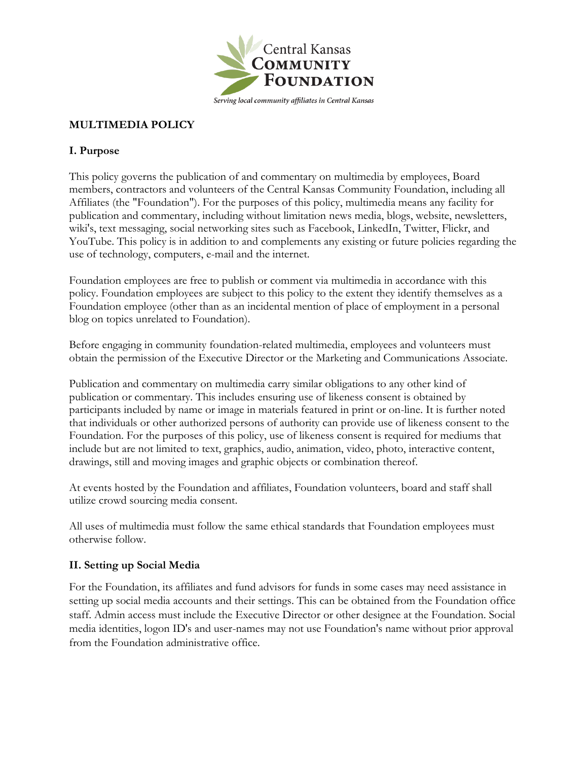Central Kansas
COMMUNITY
FOUNDATION

*Serving local community affiliates in Central Kansas*

# MULTIMEDIA POLICY

## I. Purpose

This policy governs the publication of and commentary on multimedia by employees, Board members, contractors and volunteers of the Central Kansas Community Foundation, including all Affiliates (the "Foundation"). For the purposes of this policy, multimedia means any facility for publication and commentary, including without limitation news media, blogs, website, newsletters, wiki's, text messaging, social networking sites such as Facebook, LinkedIn, Twitter, Flickr, and YouTube. This policy is in addition to and complements any existing or future policies regarding the use of technology, computers, e-mail and the internet.

Foundation employees are free to publish or comment via multimedia in accordance with this policy. Foundation employees are subject to this policy to the extent they identify themselves as a Foundation employee (other than as an incidental mention of place of employment in a personal blog on topics unrelated to Foundation).

Before engaging in community foundation-related multimedia, employees and volunteers must obtain the permission of the Executive Director or the Marketing and Communications Associate.

Publication and commentary on multimedia carry similar obligations to any other kind of publication or commentary. This includes ensuring use of likeness consent is obtained by participants included by name or image in materials featured in print or on-line. It is further noted that individuals or other authorized persons of authority can provide use of likeness consent to the Foundation. For the purposes of this policy, use of likeness consent is required for mediums that include but are not limited to text, graphics, audio, animation, video, photo, interactive content, drawings, still and moving images and graphic objects or combination thereof.

At events hosted by the Foundation and affiliates, Foundation volunteers, board and staff shall utilize crowd sourcing media consent.

All uses of multimedia must follow the same ethical standards that Foundation employees must otherwise follow.

## II. Setting up Social Media

For the Foundation, its affiliates and fund advisors for funds in some cases may need assistance in setting up social media accounts and their settings. This can be obtained from the Foundation office staff. Admin access must include the Executive Director or other designee at the Foundation. Social media identities, logon ID's and user-names may not use Foundation's name without prior approval from the Foundation administrative office.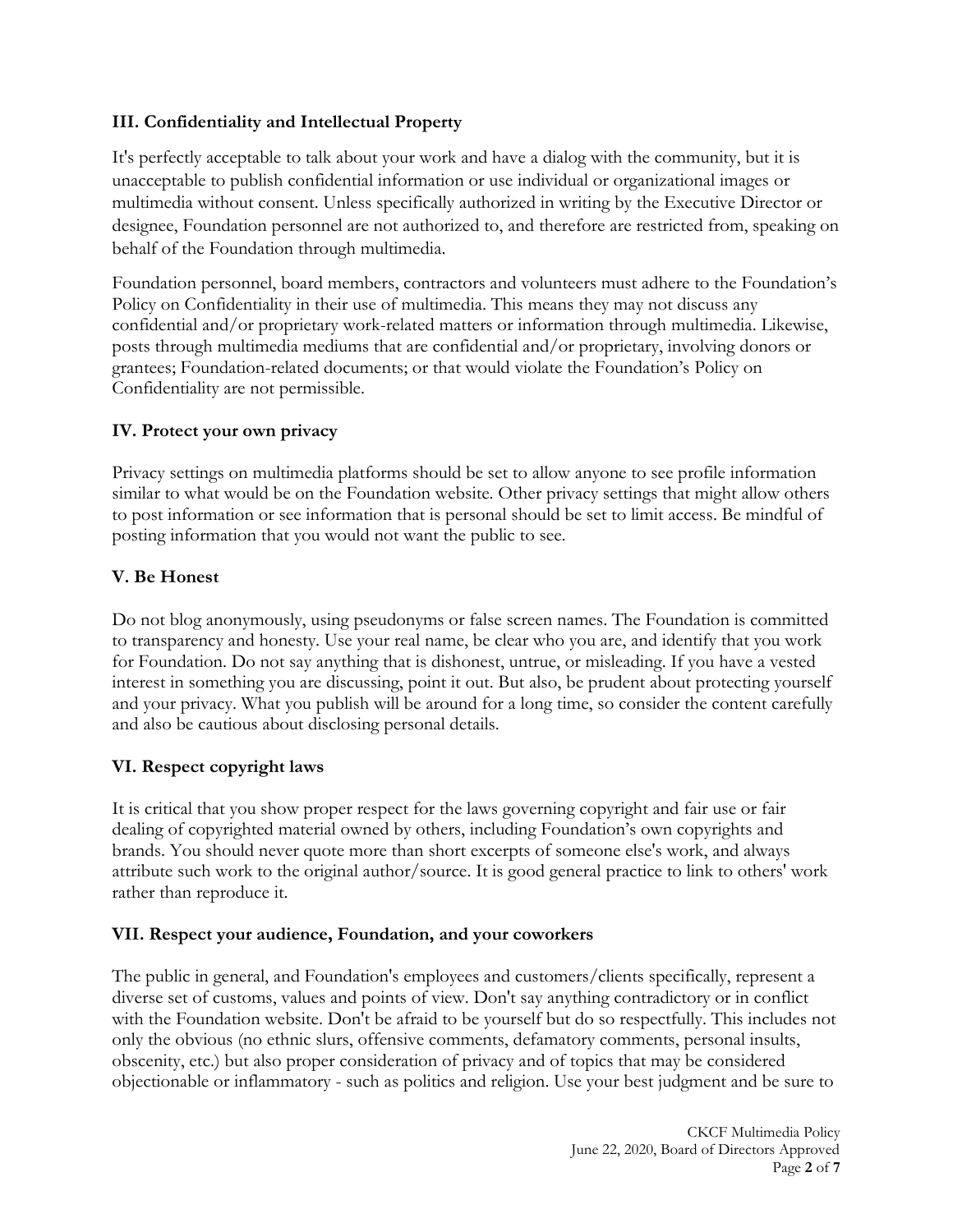### III. Confidentiality and Intellectual Property

It's perfectly acceptable to talk about your work and have a dialog with the community, but it is unacceptable to publish confidential information or use individual or organizational images or multimedia without consent. Unless specifically authorized in writing by the Executive Director or designee, Foundation personnel are not authorized to, and therefore are restricted from, speaking on behalf of the Foundation through multimedia.

Foundation personnel, board members, contractors and volunteers must adhere to the Foundation's Policy on Confidentiality in their use of multimedia. This means they may not discuss any confidential and/or proprietary work-related matters or information through multimedia. Likewise, posts through multimedia mediums that are confidential and/or proprietary, involving donors or grantees; Foundation-related documents; or that would violate the Foundation's Policy on Confidentiality are not permissible.

### IV. Protect your own privacy

Privacy settings on multimedia platforms should be set to allow anyone to see profile information similar to what would be on the Foundation website. Other privacy settings that might allow others to post information or see information that is personal should be set to limit access. Be mindful of posting information that you would not want the public to see.

### V. Be Honest

Do not blog anonymously, using pseudonyms or false screen names. The Foundation is committed to transparency and honesty. Use your real name, be clear who you are, and identify that you work for Foundation. Do not say anything that is dishonest, untrue, or misleading. If you have a vested interest in something you are discussing, point it out. But also, be prudent about protecting yourself and your privacy. What you publish will be around for a long time, so consider the content carefully and also be cautious about disclosing personal details.

### VI. Respect copyright laws

It is critical that you show proper respect for the laws governing copyright and fair use or fair dealing of copyrighted material owned by others, including Foundation's own copyrights and brands. You should never quote more than short excerpts of someone else's work, and always attribute such work to the original author/source. It is good general practice to link to others' work rather than reproduce it.

### VII. Respect your audience, Foundation, and your coworkers

The public in general, and Foundation's employees and customers/clients specifically, represent a diverse set of customs, values and points of view. Don't say anything contradictory or in conflict with the Foundation website. Don't be afraid to be yourself but do so respectfully. This includes not only the obvious (no ethnic slurs, offensive comments, defamatory comments, personal insults, obscenity, etc.) but also proper consideration of privacy and of topics that may be considered objectionable or inflammatory - such as politics and religion. Use your best judgment and be sure to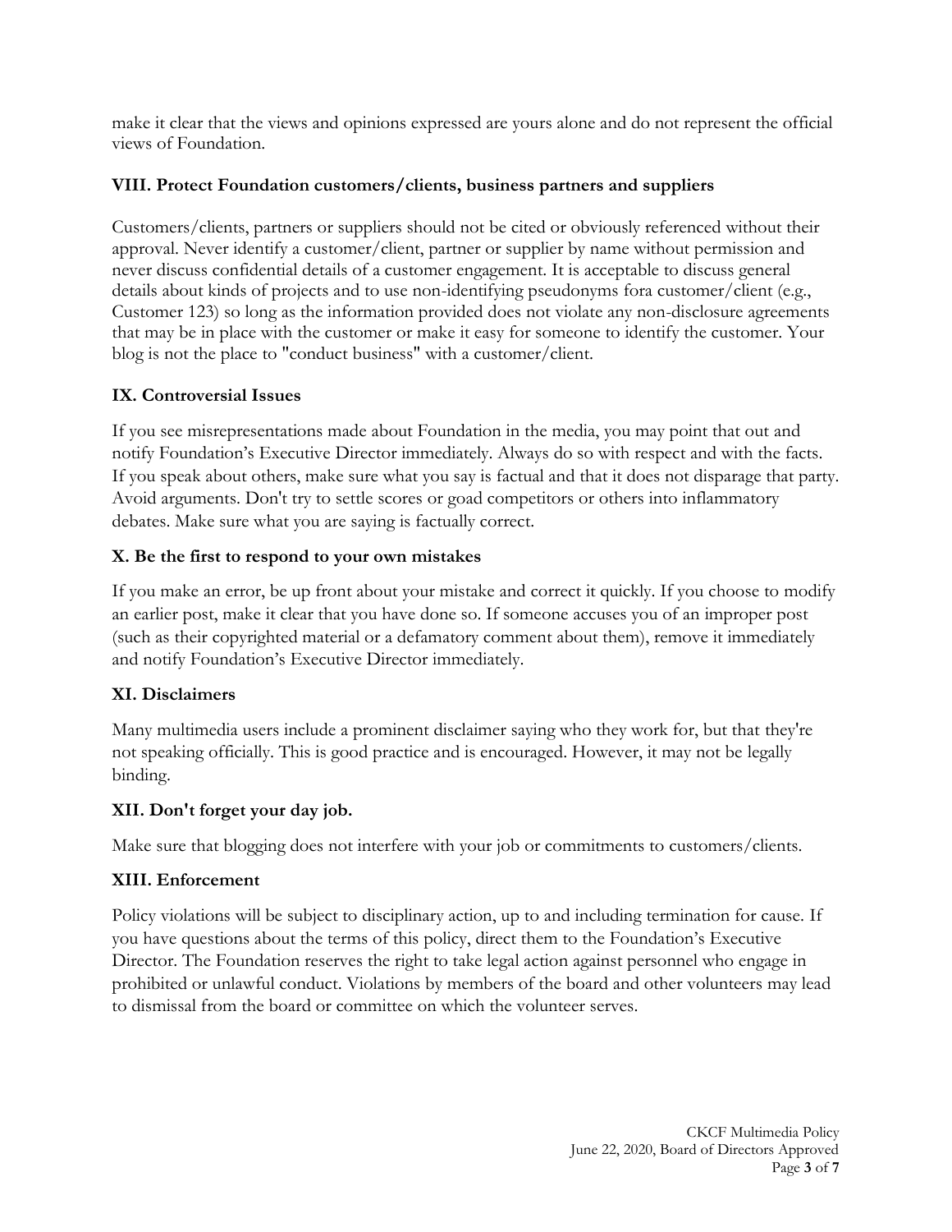make it clear that the views and opinions expressed are yours alone and do not represent the official views of Foundation.

### VIII. Protect Foundation customers/clients, business partners and suppliers

Customers/clients, partners or suppliers should not be cited or obviously referenced without their approval. Never identify a customer/client, partner or supplier by name without permission and never discuss confidential details of a customer engagement. It is acceptable to discuss general details about kinds of projects and to use non-identifying pseudonyms fora customer/client (e.g., Customer 123) so long as the information provided does not violate any non-disclosure agreements that may be in place with the customer or make it easy for someone to identify the customer. Your blog is not the place to "conduct business" with a customer/client.

### IX. Controversial Issues

If you see misrepresentations made about Foundation in the media, you may point that out and notify Foundation's Executive Director immediately. Always do so with respect and with the facts. If you speak about others, make sure what you say is factual and that it does not disparage that party. Avoid arguments. Don't try to settle scores or goad competitors or others into inflammatory debates. Make sure what you are saying is factually correct.

### X. Be the first to respond to your own mistakes

If you make an error, be up front about your mistake and correct it quickly. If you choose to modify an earlier post, make it clear that you have done so. If someone accuses you of an improper post (such as their copyrighted material or a defamatory comment about them), remove it immediately and notify Foundation's Executive Director immediately.

### XI. Disclaimers

Many multimedia users include a prominent disclaimer saying who they work for, but that they're not speaking officially. This is good practice and is encouraged. However, it may not be legally binding.

### XII. Don't forget your day job.

Make sure that blogging does not interfere with your job or commitments to customers/clients.

### XIII. Enforcement

Policy violations will be subject to disciplinary action, up to and including termination for cause. If you have questions about the terms of this policy, direct them to the Foundation's Executive Director. The Foundation reserves the right to take legal action against personnel who engage in prohibited or unlawful conduct. Violations by members of the board and other volunteers may lead to dismissal from the board or committee on which the volunteer serves.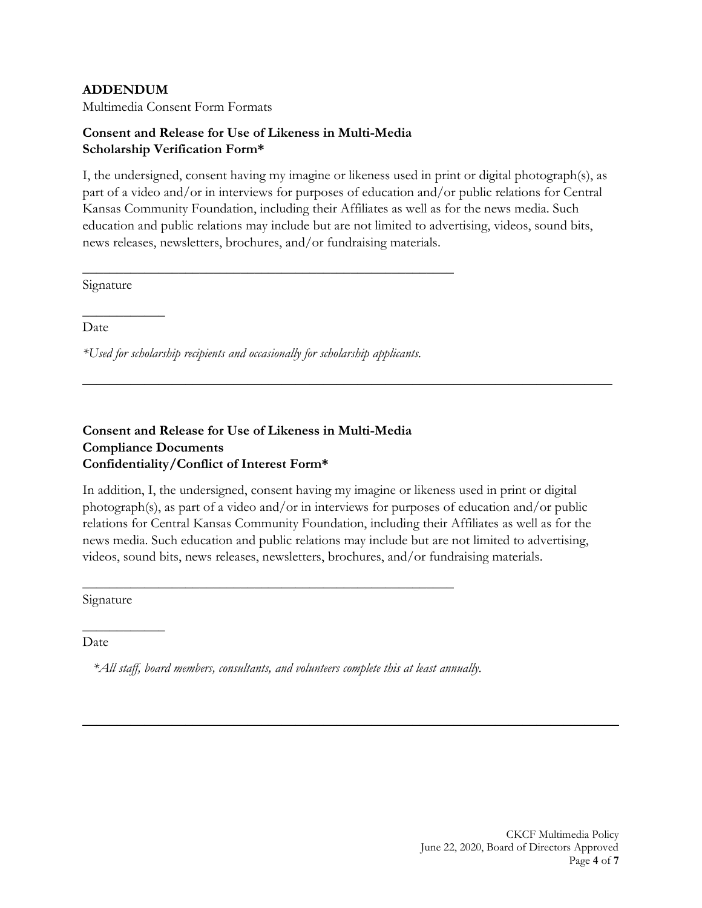**ADDENDUM**

Multimedia Consent Form Formats

**Consent and Release for Use of Likeness in Multi-Media**
**Scholarship Verification Form***

I, the undersigned, consent having my imagine or likeness used in print or digital photograph(s), as part of a video and/or in interviews for purposes of education and/or public relations for Central Kansas Community Foundation, including their Affiliates as well as for the news media. Such education and public relations may include but are not limited to advertising, videos, sound bits, news releases, newsletters, brochures, and/or fundraising materials.

\_\_\_\_\_\_\_\_\_\_\_\_\_\_\_\_\_\_\_\_\_\_\_\_\_\_\_\_\_\_\_\_\_\_\_\_\_\_\_\_\_\_\_\_\_\_\_\_\_\_\_

Signature

\_\_\_\_\_\_\_\_\_\_\_\_

Date

*\*Used for scholarship recipients and occasionally for scholarship applicants.*

---

**Consent and Release for Use of Likeness in Multi-Media**
**Compliance Documents**
**Confidentiality/Conflict of Interest Form***

In addition, I, the undersigned, consent having my imagine or likeness used in print or digital photograph(s), as part of a video and/or in interviews for purposes of education and/or public relations for Central Kansas Community Foundation, including their Affiliates as well as for the news media. Such education and public relations may include but are not limited to advertising, videos, sound bits, news releases, newsletters, brochures, and/or fundraising materials.

\_\_\_\_\_\_\_\_\_\_\_\_\_\_\_\_\_\_\_\_\_\_\_\_\_\_\_\_\_\_\_\_\_\_\_\_\_\_\_\_\_\_\_\_\_\_\_\_\_\_\_

Signature

\_\_\_\_\_\_\_\_\_\_\_\_

Date

*\*All staff, board members, consultants, and volunteers complete this at least annually.*

---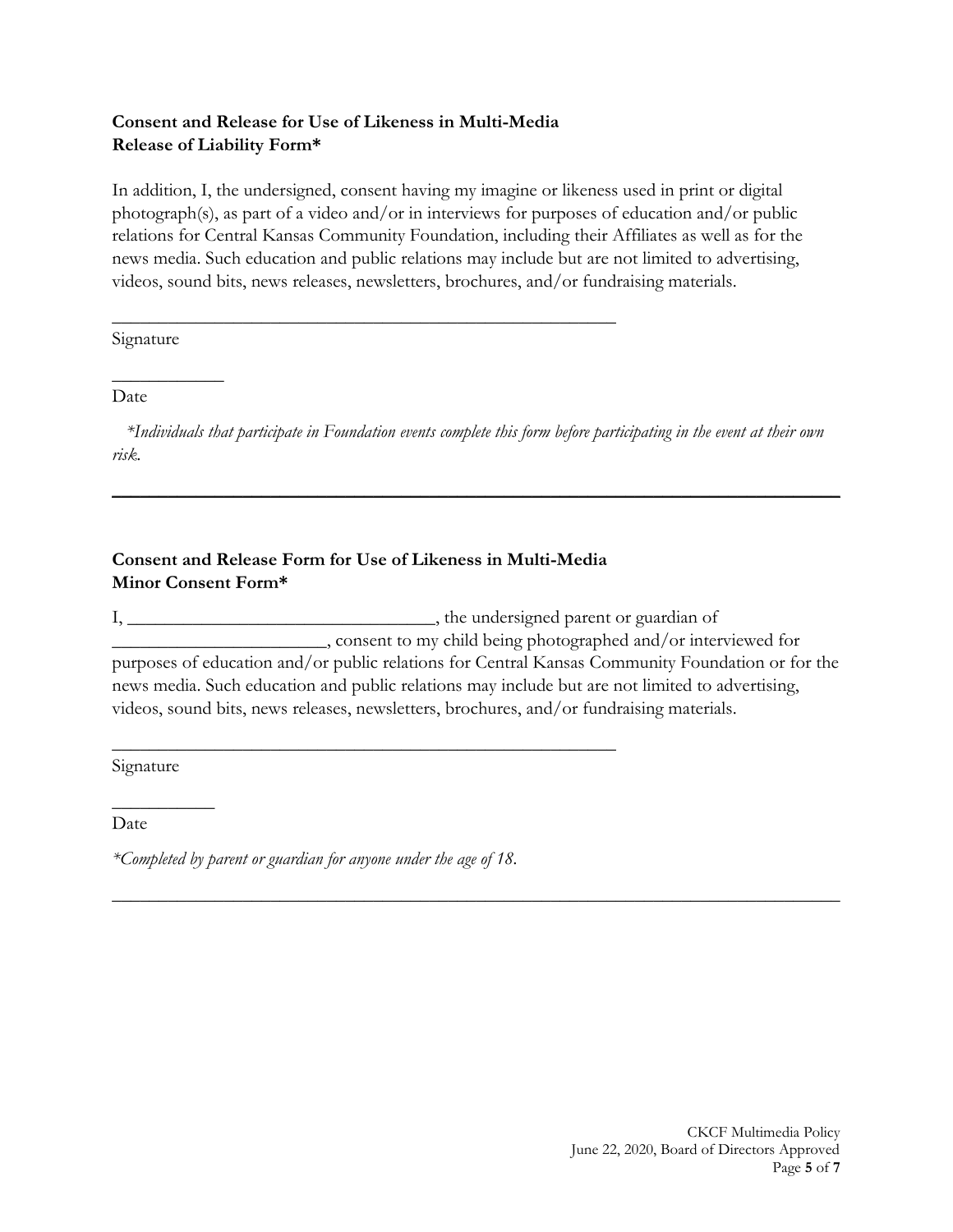**Consent and Release for Use of Likeness in Multi-Media**
**Release of Liability Form***

In addition, I, the undersigned, consent having my imagine or likeness used in print or digital photograph(s), as part of a video and/or in interviews for purposes of education and/or public relations for Central Kansas Community Foundation, including their Affiliates as well as for the news media. Such education and public relations may include but are not limited to advertising, videos, sound bits, news releases, newsletters, brochures, and/or fundraising materials.

_______________________________________________

Signature

__________

Date

*\*Individuals that participate in Foundation events complete this form before participating in the event at their own risk.*

---

**Consent and Release Form for Use of Likeness in Multi-Media**
**Minor Consent Form***

I, _____________________________, the undersigned parent or guardian of ____________________, consent to my child being photographed and/or interviewed for purposes of education and/or public relations for Central Kansas Community Foundation or for the news media. Such education and public relations may include but are not limited to advertising, videos, sound bits, news releases, newsletters, brochures, and/or fundraising materials.

_______________________________________________

Signature

__________

Date

*\*Completed by parent or guardian for anyone under the age of 18.*

---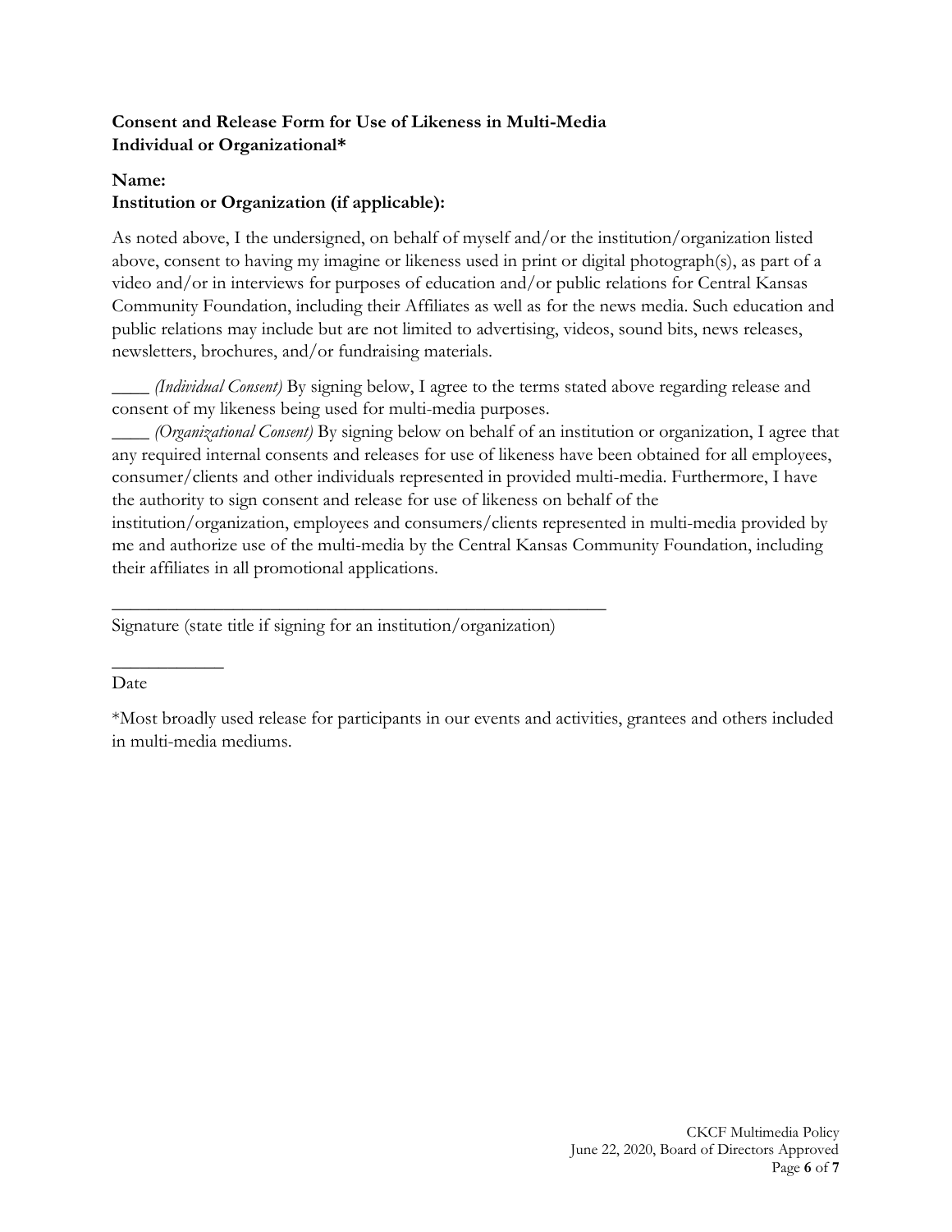**Consent and Release Form for Use of Likeness in Multi-Media**
**Individual or Organizational***

**Name:**
**Institution or Organization (if applicable):**

As noted above, I the undersigned, on behalf of myself and/or the institution/organization listed above, consent to having my imagine or likeness used in print or digital photograph(s), as part of a video and/or in interviews for purposes of education and/or public relations for Central Kansas Community Foundation, including their Affiliates as well as for the news media. Such education and public relations may include but are not limited to advertising, videos, sound bits, news releases, newsletters, brochures, and/or fundraising materials.

____ *(Individual Consent)* By signing below, I agree to the terms stated above regarding release and consent of my likeness being used for multi-media purposes.

____ *(Organizational Consent)* By signing below on behalf of an institution or organization, I agree that any required internal consents and releases for use of likeness have been obtained for all employees, consumer/clients and other individuals represented in provided multi-media. Furthermore, I have the authority to sign consent and release for use of likeness on behalf of the institution/organization, employees and consumers/clients represented in multi-media provided by me and authorize use of the multi-media by the Central Kansas Community Foundation, including their affiliates in all promotional applications.

_______________________________________________________

Signature (state title if signing for an institution/organization)

____________

Date

*Most broadly used release for participants in our events and activities, grantees and others included in multi-media mediums.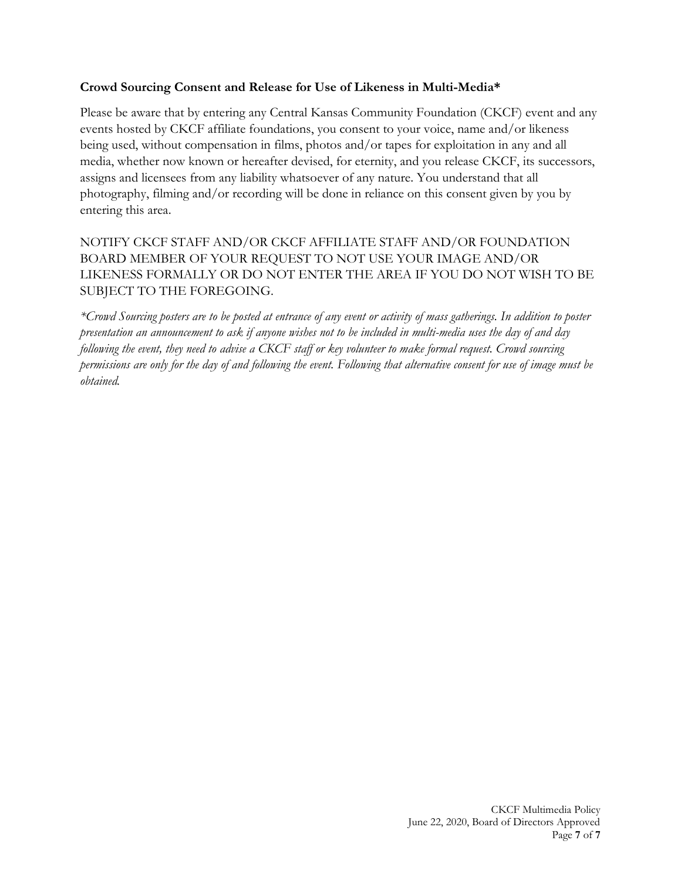**Crowd Sourcing Consent and Release for Use of Likeness in Multi-Media***

Please be aware that by entering any Central Kansas Community Foundation (CKCF) event and any events hosted by CKCF affiliate foundations, you consent to your voice, name and/or likeness being used, without compensation in films, photos and/or tapes for exploitation in any and all media, whether now known or hereafter devised, for eternity, and you release CKCF, its successors, assigns and licensees from any liability whatsoever of any nature. You understand that all photography, filming and/or recording will be done in reliance on this consent given by you by entering this area.

NOTIFY CKCF STAFF AND/OR CKCF AFFILIATE STAFF AND/OR FOUNDATION BOARD MEMBER OF YOUR REQUEST TO NOT USE YOUR IMAGE AND/OR LIKENESS FORMALLY OR DO NOT ENTER THE AREA IF YOU DO NOT WISH TO BE SUBJECT TO THE FOREGOING.

*\*Crowd Sourcing posters are to be posted at entrance of any event or activity of mass gatherings. In addition to poster presentation an announcement to ask if anyone wishes not to be included in multi-media uses the day of and day following the event, they need to advise a CKCF staff or key volunteer to make formal request. Crowd sourcing permissions are only for the day of and following the event. Following that alternative consent for use of image must be obtained.*

CKCF Multimedia Policy
June 22, 2020, Board of Directors Approved